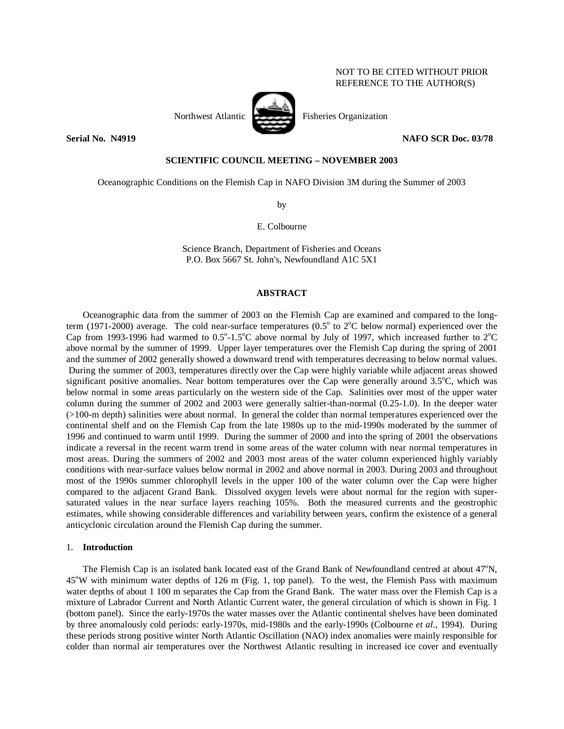NOT TO BE CITED WITHOUT PRIOR REFERENCE TO THE AUTHOR(S)

Northwest Atlantic Fisheries Organization

**Serial No. N4919** **NAFO SCR Doc. 03/78**

**SCIENTIFIC COUNCIL MEETING – NOVEMBER 2003**

Oceanographic Conditions on the Flemish Cap in NAFO Division 3M during the Summer of 2003

by

E. Colbourne

Science Branch, Department of Fisheries and Oceans
P.O. Box 5667 St. John's, Newfoundland A1C 5X1

## ABSTRACT

Oceanographic data from the summer of 2003 on the Flemish Cap are examined and compared to the long-term (1971-2000) average. The cold near-surface temperatures (0.5° to 2°C below normal) experienced over the Cap from 1993-1996 had warmed to 0.5°-1.5°C above normal by July of 1997, which increased further to 2°C above normal by the summer of 1999. Upper layer temperatures over the Flemish Cap during the spring of 2001 and the summer of 2002 generally showed a downward trend with temperatures decreasing to below normal values. During the summer of 2003, temperatures directly over the Cap were highly variable while adjacent areas showed significant positive anomalies. Near bottom temperatures over the Cap were generally around 3.5°C, which was below normal in some areas particularly on the western side of the Cap. Salinities over most of the upper water column during the summer of 2002 and 2003 were generally saltier-than-normal (0.25-1.0). In the deeper water (>100-m depth) salinities were about normal. In general the colder than normal temperatures experienced over the continental shelf and on the Flemish Cap from the late 1980s up to the mid-1990s moderated by the summer of 1996 and continued to warm until 1999. During the summer of 2000 and into the spring of 2001 the observations indicate a reversal in the recent warm trend in some areas of the water column with near normal temperatures in most areas. During the summers of 2002 and 2003 most areas of the water column experienced highly variably conditions with near-surface values below normal in 2002 and above normal in 2003. During 2003 and throughout most of the 1990s summer chlorophyll levels in the upper 100 of the water column over the Cap were higher compared to the adjacent Grand Bank. Dissolved oxygen levels were about normal for the region with super-saturated values in the near surface layers reaching 105%. Both the measured currents and the geostrophic estimates, while showing considerable differences and variability between years, confirm the existence of a general anticyclonic circulation around the Flemish Cap during the summer.

## 1. Introduction

The Flemish Cap is an isolated bank located east of the Grand Bank of Newfoundland centred at about 47°N, 45°W with minimum water depths of 126 m (Fig. 1, top panel). To the west, the Flemish Pass with maximum water depths of about 1 100 m separates the Cap from the Grand Bank. The water mass over the Flemish Cap is a mixture of Labrador Current and North Atlantic Current water, the general circulation of which is shown in Fig. 1 (bottom panel). Since the early-1970s the water masses over the Atlantic continental shelves have been dominated by three anomalously cold periods: early-1970s, mid-1980s and the early-1990s (Colbourne *et al*., 1994). During these periods strong positive winter North Atlantic Oscillation (NAO) index anomalies were mainly responsible for colder than normal air temperatures over the Northwest Atlantic resulting in increased ice cover and eventually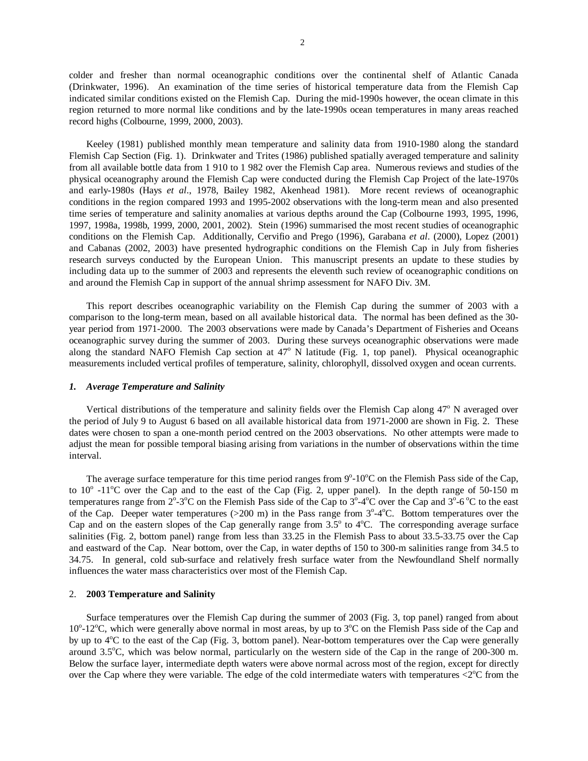colder and fresher than normal oceanographic conditions over the continental shelf of Atlantic Canada (Drinkwater, 1996). An examination of the time series of historical temperature data from the Flemish Cap indicated similar conditions existed on the Flemish Cap. During the mid-1990s however, the ocean climate in this region returned to more normal like conditions and by the late-1990s ocean temperatures in many areas reached record highs (Colbourne, 1999, 2000, 2003).

Keeley (1981) published monthly mean temperature and salinity data from 1910-1980 along the standard Flemish Cap Section (Fig. 1). Drinkwater and Trites (1986) published spatially averaged temperature and salinity from all available bottle data from 1 910 to 1 982 over the Flemish Cap area. Numerous reviews and studies of the physical oceanography around the Flemish Cap were conducted during the Flemish Cap Project of the late-1970s and early-1980s (Hays *et al*., 1978, Bailey 1982, Akenhead 1981). More recent reviews of oceanographic conditions in the region compared 1993 and 1995-2002 observations with the long-term mean and also presented time series of temperature and salinity anomalies at various depths around the Cap (Colbourne 1993, 1995, 1996, 1997, 1998a, 1998b, 1999, 2000, 2001, 2002). Stein (1996) summarised the most recent studies of oceanographic conditions on the Flemish Cap. Additionally, Cervifio and Prego (1996), Garabana *et al*. (2000), Lopez (2001) and Cabanas (2002, 2003) have presented hydrographic conditions on the Flemish Cap in July from fisheries research surveys conducted by the European Union. This manuscript presents an update to these studies by including data up to the summer of 2003 and represents the eleventh such review of oceanographic conditions on and around the Flemish Cap in support of the annual shrimp assessment for NAFO Div. 3M.

This report describes oceanographic variability on the Flemish Cap during the summer of 2003 with a comparison to the long-term mean, based on all available historical data. The normal has been defined as the 30-year period from 1971-2000. The 2003 observations were made by Canada's Department of Fisheries and Oceans oceanographic survey during the summer of 2003. During these surveys oceanographic observations were made along the standard NAFO Flemish Cap section at 47$^{o}$ N latitude (Fig. 1, top panel). Physical oceanographic measurements included vertical profiles of temperature, salinity, chlorophyll, dissolved oxygen and ocean currents.

### *1. Average Temperature and Salinity*

Vertical distributions of the temperature and salinity fields over the Flemish Cap along 47$^{o}$ N averaged over the period of July 9 to August 6 based on all available historical data from 1971-2000 are shown in Fig. 2. These dates were chosen to span a one-month period centred on the 2003 observations. No other attempts were made to adjust the mean for possible temporal biasing arising from variations in the number of observations within the time interval.

The average surface temperature for this time period ranges from 9$^{o}$-10$^{o}$C on the Flemish Pass side of the Cap, to 10$^{o}$ -11$^{o}$C over the Cap and to the east of the Cap (Fig. 2, upper panel). In the depth range of 50-150 m temperatures range from 2$^{o}$-3$^{o}$C on the Flemish Pass side of the Cap to 3$^{o}$-4$^{o}$C over the Cap and 3$^{o}$-6 $^{o}$C to the east of the Cap. Deeper water temperatures (>200 m) in the Pass range from 3$^{o}$-4$^{o}$C. Bottom temperatures over the Cap and on the eastern slopes of the Cap generally range from 3.5$^{o}$ to 4$^{o}$C. The corresponding average surface salinities (Fig. 2, bottom panel) range from less than 33.25 in the Flemish Pass to about 33.5-33.75 over the Cap and eastward of the Cap. Near bottom, over the Cap, in water depths of 150 to 300-m salinities range from 34.5 to 34.75. In general, cold sub-surface and relatively fresh surface water from the Newfoundland Shelf normally influences the water mass characteristics over most of the Flemish Cap.

### 2. **2003 Temperature and Salinity**

Surface temperatures over the Flemish Cap during the summer of 2003 (Fig. 3, top panel) ranged from about 10$^{o}$-12$^{o}$C, which were generally above normal in most areas, by up to 3$^{o}$C on the Flemish Pass side of the Cap and by up to 4$^{o}$C to the east of the Cap (Fig. 3, bottom panel). Near-bottom temperatures over the Cap were generally around 3.5$^{o}$C, which was below normal, particularly on the western side of the Cap in the range of 200-300 m. Below the surface layer, intermediate depth waters were above normal across most of the region, except for directly over the Cap where they were variable. The edge of the cold intermediate waters with temperatures <2$^{o}$C from the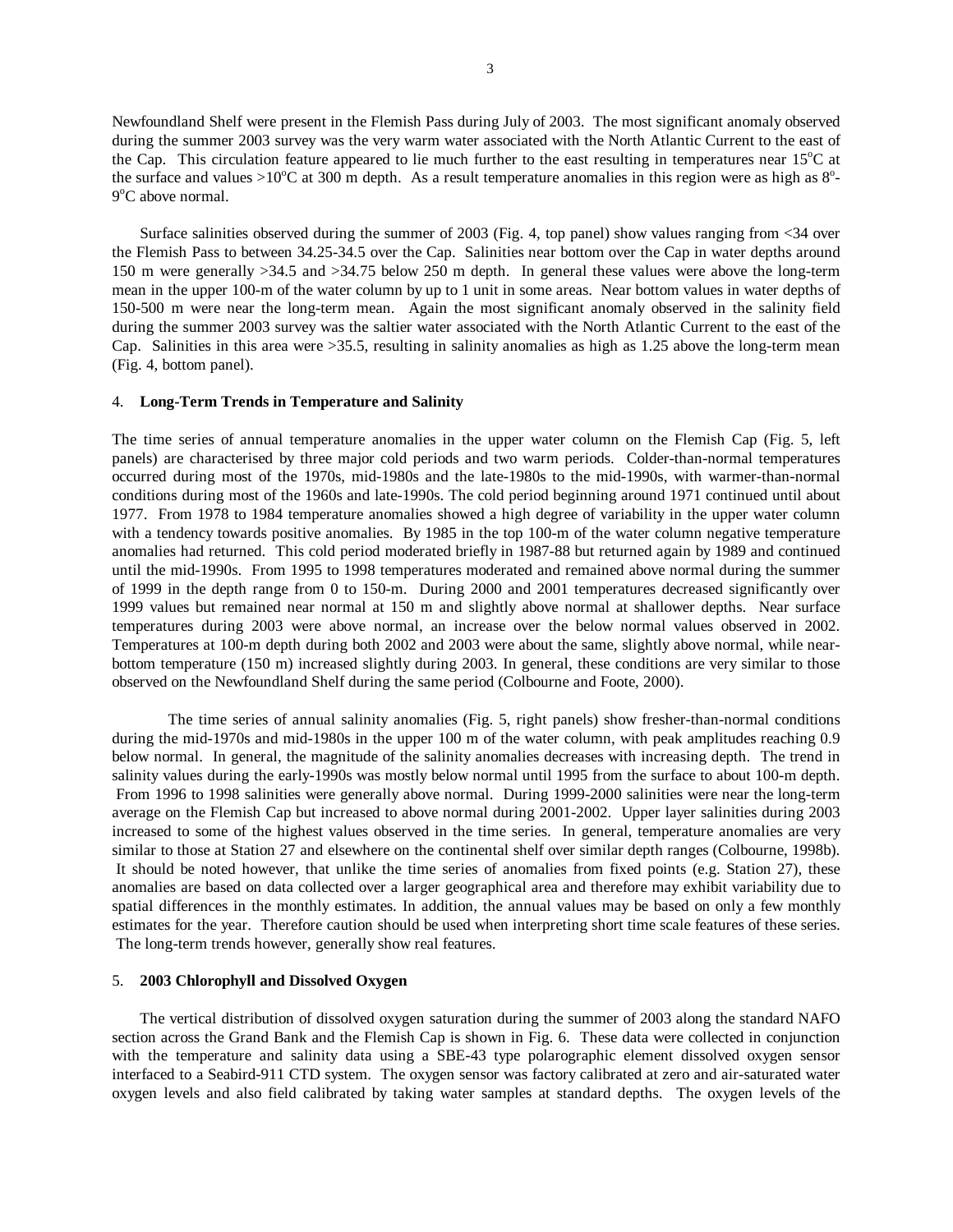Newfoundland Shelf were present in the Flemish Pass during July of 2003. The most significant anomaly observed during the summer 2003 survey was the very warm water associated with the North Atlantic Current to the east of the Cap. This circulation feature appeared to lie much further to the east resulting in temperatures near 15°C at the surface and values >10°C at 300 m depth. As a result temperature anomalies in this region were as high as 8°-9°C above normal.

Surface salinities observed during the summer of 2003 (Fig. 4, top panel) show values ranging from <34 over the Flemish Pass to between 34.25-34.5 over the Cap. Salinities near bottom over the Cap in water depths around 150 m were generally >34.5 and >34.75 below 250 m depth. In general these values were above the long-term mean in the upper 100-m of the water column by up to 1 unit in some areas. Near bottom values in water depths of 150-500 m were near the long-term mean. Again the most significant anomaly observed in the salinity field during the summer 2003 survey was the saltier water associated with the North Atlantic Current to the east of the Cap. Salinities in this area were >35.5, resulting in salinity anomalies as high as 1.25 above the long-term mean (Fig. 4, bottom panel).

## 4. **Long-Term Trends in Temperature and Salinity**

The time series of annual temperature anomalies in the upper water column on the Flemish Cap (Fig. 5, left panels) are characterised by three major cold periods and two warm periods. Colder-than-normal temperatures occurred during most of the 1970s, mid-1980s and the late-1980s to the mid-1990s, with warmer-than-normal conditions during most of the 1960s and late-1990s. The cold period beginning around 1971 continued until about 1977. From 1978 to 1984 temperature anomalies showed a high degree of variability in the upper water column with a tendency towards positive anomalies. By 1985 in the top 100-m of the water column negative temperature anomalies had returned. This cold period moderated briefly in 1987-88 but returned again by 1989 and continued until the mid-1990s. From 1995 to 1998 temperatures moderated and remained above normal during the summer of 1999 in the depth range from 0 to 150-m. During 2000 and 2001 temperatures decreased significantly over 1999 values but remained near normal at 150 m and slightly above normal at shallower depths. Near surface temperatures during 2003 were above normal, an increase over the below normal values observed in 2002. Temperatures at 100-m depth during both 2002 and 2003 were about the same, slightly above normal, while near-bottom temperature (150 m) increased slightly during 2003. In general, these conditions are very similar to those observed on the Newfoundland Shelf during the same period (Colbourne and Foote, 2000).

The time series of annual salinity anomalies (Fig. 5, right panels) show fresher-than-normal conditions during the mid-1970s and mid-1980s in the upper 100 m of the water column, with peak amplitudes reaching 0.9 below normal. In general, the magnitude of the salinity anomalies decreases with increasing depth. The trend in salinity values during the early-1990s was mostly below normal until 1995 from the surface to about 100-m depth. From 1996 to 1998 salinities were generally above normal. During 1999-2000 salinities were near the long-term average on the Flemish Cap but increased to above normal during 2001-2002. Upper layer salinities during 2003 increased to some of the highest values observed in the time series. In general, temperature anomalies are very similar to those at Station 27 and elsewhere on the continental shelf over similar depth ranges (Colbourne, 1998b). It should be noted however, that unlike the time series of anomalies from fixed points (e.g. Station 27), these anomalies are based on data collected over a larger geographical area and therefore may exhibit variability due to spatial differences in the monthly estimates. In addition, the annual values may be based on only a few monthly estimates for the year. Therefore caution should be used when interpreting short time scale features of these series. The long-term trends however, generally show real features.

## 5. **2003 Chlorophyll and Dissolved Oxygen**

The vertical distribution of dissolved oxygen saturation during the summer of 2003 along the standard NAFO section across the Grand Bank and the Flemish Cap is shown in Fig. 6. These data were collected in conjunction with the temperature and salinity data using a SBE-43 type polarographic element dissolved oxygen sensor interfaced to a Seabird-911 CTD system. The oxygen sensor was factory calibrated at zero and air-saturated water oxygen levels and also field calibrated by taking water samples at standard depths. The oxygen levels of the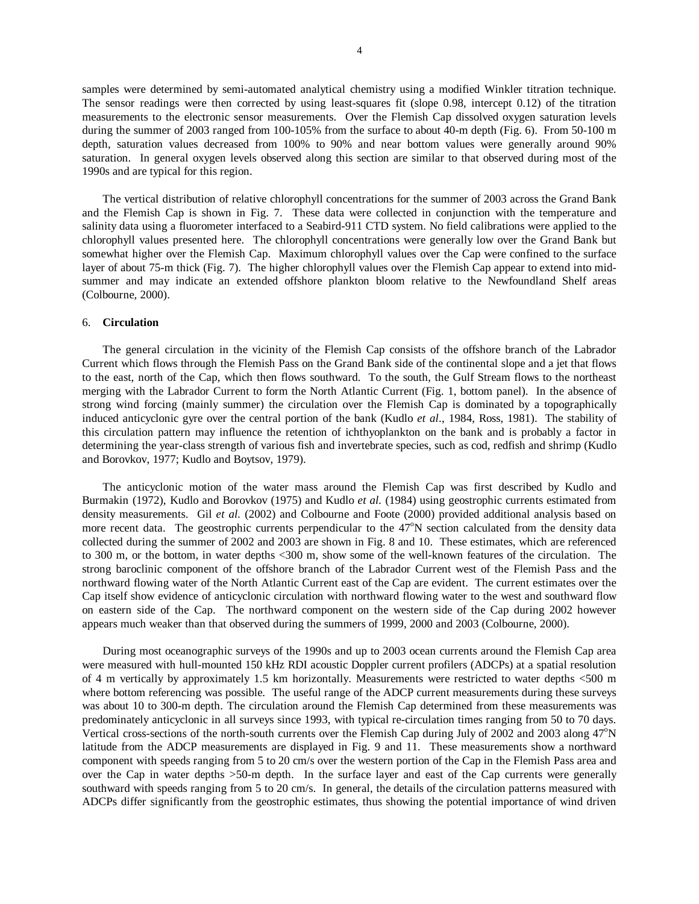samples were determined by semi-automated analytical chemistry using a modified Winkler titration technique. The sensor readings were then corrected by using least-squares fit (slope 0.98, intercept 0.12) of the titration measurements to the electronic sensor measurements. Over the Flemish Cap dissolved oxygen saturation levels during the summer of 2003 ranged from 100-105% from the surface to about 40-m depth (Fig. 6). From 50-100 m depth, saturation values decreased from 100% to 90% and near bottom values were generally around 90% saturation. In general oxygen levels observed along this section are similar to that observed during most of the 1990s and are typical for this region.

The vertical distribution of relative chlorophyll concentrations for the summer of 2003 across the Grand Bank and the Flemish Cap is shown in Fig. 7. These data were collected in conjunction with the temperature and salinity data using a fluorometer interfaced to a Seabird-911 CTD system. No field calibrations were applied to the chlorophyll values presented here. The chlorophyll concentrations were generally low over the Grand Bank but somewhat higher over the Flemish Cap. Maximum chlorophyll values over the Cap were confined to the surface layer of about 75-m thick (Fig. 7). The higher chlorophyll values over the Flemish Cap appear to extend into mid-summer and may indicate an extended offshore plankton bloom relative to the Newfoundland Shelf areas (Colbourne, 2000).

## 6. **Circulation**

The general circulation in the vicinity of the Flemish Cap consists of the offshore branch of the Labrador Current which flows through the Flemish Pass on the Grand Bank side of the continental slope and a jet that flows to the east, north of the Cap, which then flows southward. To the south, the Gulf Stream flows to the northeast merging with the Labrador Current to form the North Atlantic Current (Fig. 1, bottom panel). In the absence of strong wind forcing (mainly summer) the circulation over the Flemish Cap is dominated by a topographically induced anticyclonic gyre over the central portion of the bank (Kudlo *et al*., 1984, Ross, 1981). The stability of this circulation pattern may influence the retention of ichthyoplankton on the bank and is probably a factor in determining the year-class strength of various fish and invertebrate species, such as cod, redfish and shrimp (Kudlo and Borovkov, 1977; Kudlo and Boytsov, 1979).

The anticyclonic motion of the water mass around the Flemish Cap was first described by Kudlo and Burmakin (1972), Kudlo and Borovkov (1975) and Kudlo *et al.* (1984) using geostrophic currents estimated from density measurements. Gil *et al.* (2002) and Colbourne and Foote (2000) provided additional analysis based on more recent data. The geostrophic currents perpendicular to the 47°N section calculated from the density data collected during the summer of 2002 and 2003 are shown in Fig. 8 and 10. These estimates, which are referenced to 300 m, or the bottom, in water depths <300 m, show some of the well-known features of the circulation. The strong baroclinic component of the offshore branch of the Labrador Current west of the Flemish Pass and the northward flowing water of the North Atlantic Current east of the Cap are evident. The current estimates over the Cap itself show evidence of anticyclonic circulation with northward flowing water to the west and southward flow on eastern side of the Cap. The northward component on the western side of the Cap during 2002 however appears much weaker than that observed during the summers of 1999, 2000 and 2003 (Colbourne, 2000).

During most oceanographic surveys of the 1990s and up to 2003 ocean currents around the Flemish Cap area were measured with hull-mounted 150 kHz RDI acoustic Doppler current profilers (ADCPs) at a spatial resolution of 4 m vertically by approximately 1.5 km horizontally. Measurements were restricted to water depths <500 m where bottom referencing was possible. The useful range of the ADCP current measurements during these surveys was about 10 to 300-m depth. The circulation around the Flemish Cap determined from these measurements was predominately anticyclonic in all surveys since 1993, with typical re-circulation times ranging from 50 to 70 days. Vertical cross-sections of the north-south currents over the Flemish Cap during July of 2002 and 2003 along 47°N latitude from the ADCP measurements are displayed in Fig. 9 and 11. These measurements show a northward component with speeds ranging from 5 to 20 cm/s over the western portion of the Cap in the Flemish Pass area and over the Cap in water depths >50-m depth. In the surface layer and east of the Cap currents were generally southward with speeds ranging from 5 to 20 cm/s. In general, the details of the circulation patterns measured with ADCPs differ significantly from the geostrophic estimates, thus showing the potential importance of wind driven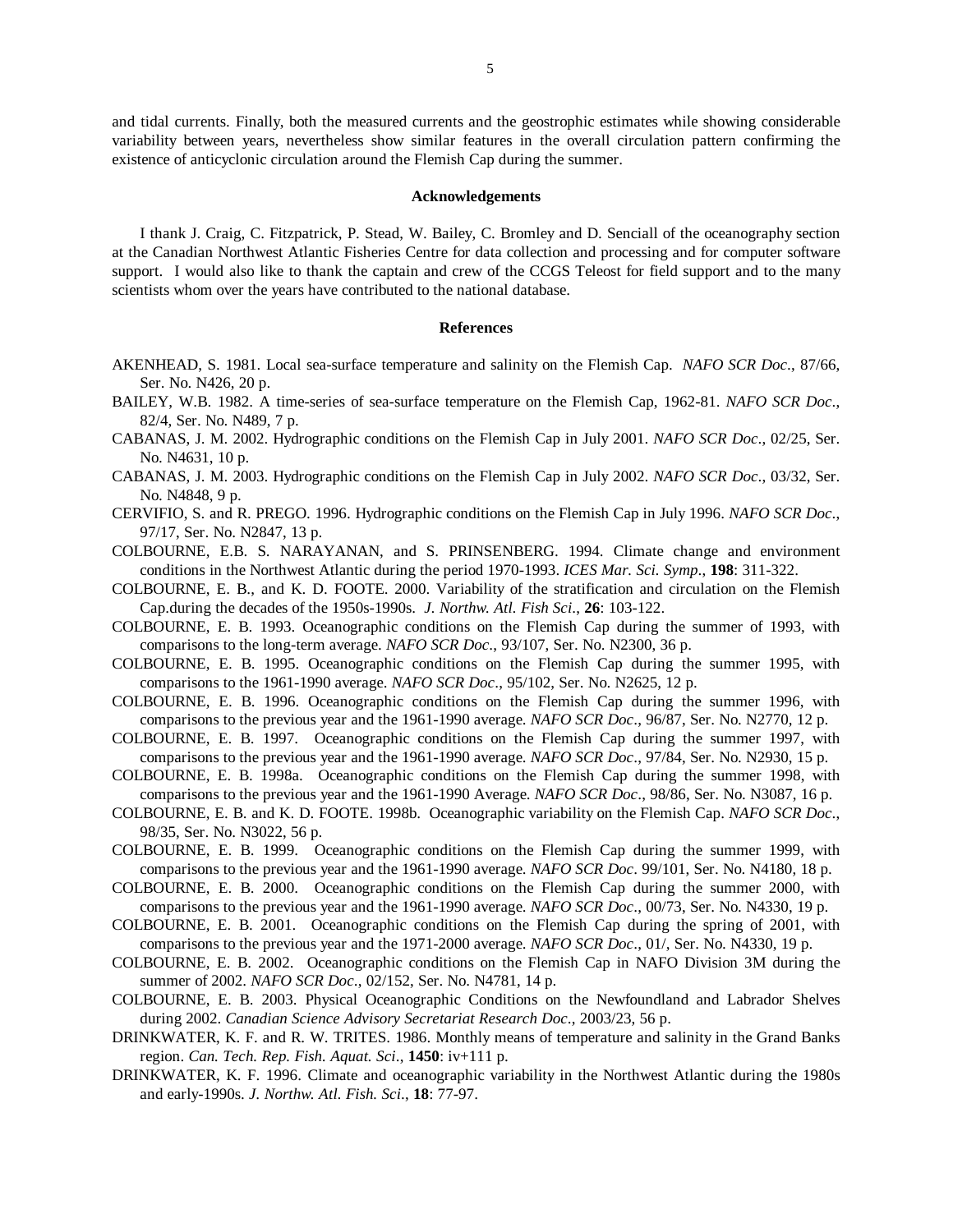and tidal currents. Finally, both the measured currents and the geostrophic estimates while showing considerable variability between years, nevertheless show similar features in the overall circulation pattern confirming the existence of anticyclonic circulation around the Flemish Cap during the summer.

## Acknowledgements

I thank J. Craig, C. Fitzpatrick, P. Stead, W. Bailey, C. Bromley and D. Senciall of the oceanography section at the Canadian Northwest Atlantic Fisheries Centre for data collection and processing and for computer software support. I would also like to thank the captain and crew of the CCGS Teleost for field support and to the many scientists whom over the years have contributed to the national database.

## References

AKENHEAD, S. 1981. Local sea-surface temperature and salinity on the Flemish Cap. *NAFO SCR Doc*., 87/66, Ser. No. N426, 20 p.

BAILEY, W.B. 1982. A time-series of sea-surface temperature on the Flemish Cap, 1962-81. *NAFO SCR Doc*., 82/4, Ser. No. N489, 7 p.

CABANAS, J. M. 2002. Hydrographic conditions on the Flemish Cap in July 2001. *NAFO SCR Doc*., 02/25, Ser. No. N4631, 10 p.

CABANAS, J. M. 2003. Hydrographic conditions on the Flemish Cap in July 2002. *NAFO SCR Doc*., 03/32, Ser. No. N4848, 9 p.

CERVIFIO, S. and R. PREGO. 1996. Hydrographic conditions on the Flemish Cap in July 1996. *NAFO SCR Doc*., 97/17, Ser. No. N2847, 13 p.

COLBOURNE, E.B. S. NARAYANAN, and S. PRINSENBERG. 1994. Climate change and environment conditions in the Northwest Atlantic during the period 1970-1993. *ICES Mar. Sci. Symp*., **198**: 311-322.

COLBOURNE, E. B., and K. D. FOOTE. 2000. Variability of the stratification and circulation on the Flemish Cap.during the decades of the 1950s-1990s. *J. Northw. Atl. Fish Sci*., **26**: 103-122.

COLBOURNE, E. B. 1993. Oceanographic conditions on the Flemish Cap during the summer of 1993, with comparisons to the long-term average. *NAFO SCR Doc*., 93/107, Ser. No. N2300, 36 p.

COLBOURNE, E. B. 1995. Oceanographic conditions on the Flemish Cap during the summer 1995, with comparisons to the 1961-1990 average. *NAFO SCR Doc*., 95/102, Ser. No. N2625, 12 p.

COLBOURNE, E. B. 1996. Oceanographic conditions on the Flemish Cap during the summer 1996, with comparisons to the previous year and the 1961-1990 average. *NAFO SCR Doc*., 96/87, Ser. No. N2770, 12 p.

COLBOURNE, E. B. 1997. Oceanographic conditions on the Flemish Cap during the summer 1997, with comparisons to the previous year and the 1961-1990 average. *NAFO SCR Doc*., 97/84, Ser. No. N2930, 15 p.

COLBOURNE, E. B. 1998a. Oceanographic conditions on the Flemish Cap during the summer 1998, with comparisons to the previous year and the 1961-1990 Average. *NAFO SCR Doc*., 98/86, Ser. No. N3087, 16 p.

COLBOURNE, E. B. and K. D. FOOTE. 1998b. Oceanographic variability on the Flemish Cap. *NAFO SCR Doc*., 98/35, Ser. No. N3022, 56 p.

COLBOURNE, E. B. 1999. Oceanographic conditions on the Flemish Cap during the summer 1999, with comparisons to the previous year and the 1961-1990 average. *NAFO SCR Doc*. 99/101, Ser. No. N4180, 18 p.

COLBOURNE, E. B. 2000. Oceanographic conditions on the Flemish Cap during the summer 2000, with comparisons to the previous year and the 1961-1990 average. *NAFO SCR Doc*., 00/73, Ser. No. N4330, 19 p.

COLBOURNE, E. B. 2001. Oceanographic conditions on the Flemish Cap during the spring of 2001, with comparisons to the previous year and the 1971-2000 average. *NAFO SCR Doc*., 01/, Ser. No. N4330, 19 p.

COLBOURNE, E. B. 2002. Oceanographic conditions on the Flemish Cap in NAFO Division 3M during the summer of 2002. *NAFO SCR Doc*., 02/152, Ser. No. N4781, 14 p.

COLBOURNE, E. B. 2003. Physical Oceanographic Conditions on the Newfoundland and Labrador Shelves during 2002. *Canadian Science Advisory Secretariat Research Doc*., 2003/23, 56 p.

DRINKWATER, K. F. and R. W. TRITES. 1986. Monthly means of temperature and salinity in the Grand Banks region. *Can. Tech. Rep. Fish. Aquat. Sci*., **1450**: iv+111 p.

DRINKWATER, K. F. 1996. Climate and oceanographic variability in the Northwest Atlantic during the 1980s and early-1990s. *J. Northw. Atl. Fish. Sci*., **18**: 77-97.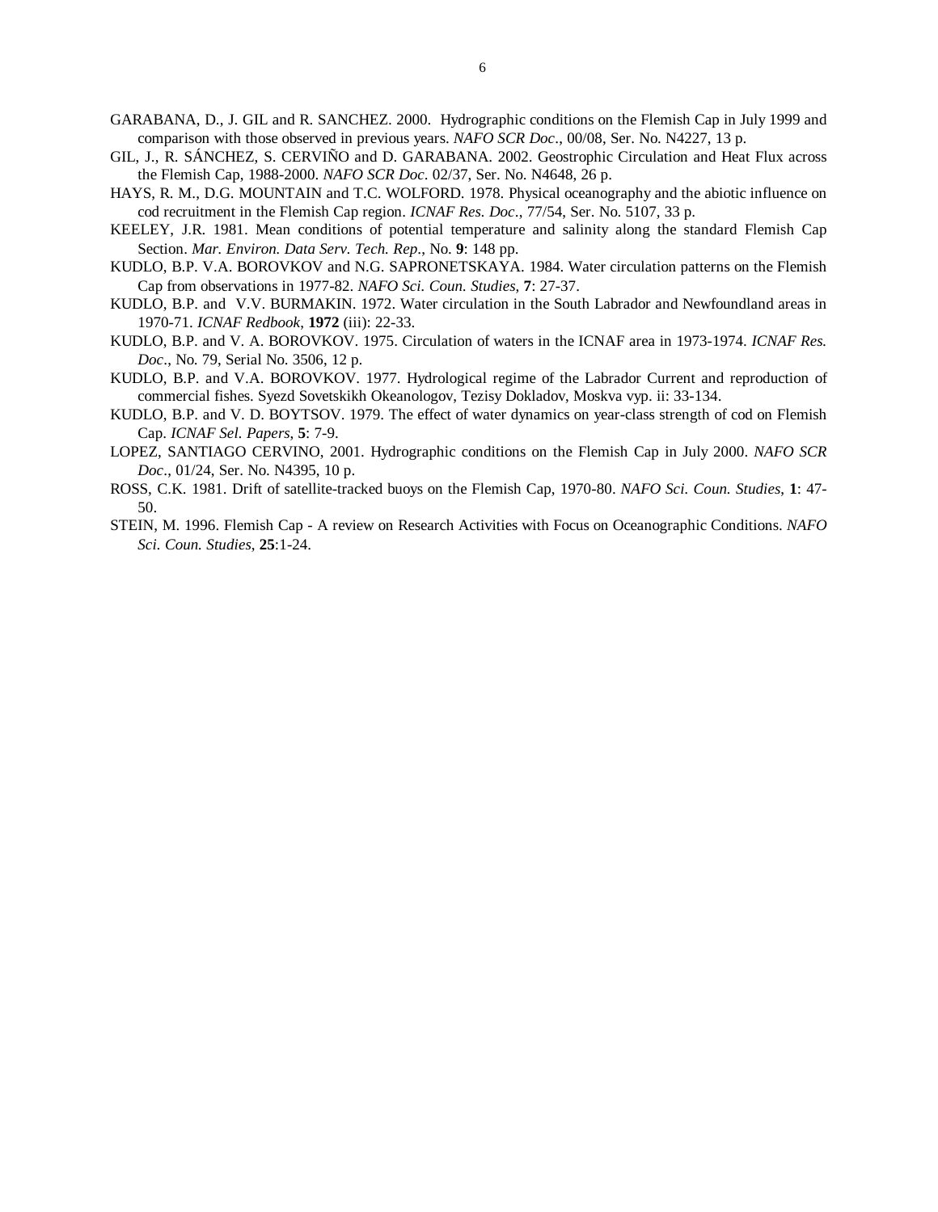GARABANA, D., J. GIL and R. SANCHEZ. 2000. Hydrographic conditions on the Flemish Cap in July 1999 and comparison with those observed in previous years. *NAFO SCR Doc*., 00/08, Ser. No. N4227, 13 p.

GIL, J., R. SÁNCHEZ, S. CERVIÑO and D. GARABANA. 2002. Geostrophic Circulation and Heat Flux across the Flemish Cap, 1988-2000. *NAFO SCR Doc*. 02/37, Ser. No. N4648, 26 p.

HAYS, R. M., D.G. MOUNTAIN and T.C. WOLFORD. 1978. Physical oceanography and the abiotic influence on cod recruitment in the Flemish Cap region. *ICNAF Res. Doc*., 77/54, Ser. No. 5107, 33 p.

KEELEY, J.R. 1981. Mean conditions of potential temperature and salinity along the standard Flemish Cap Section. *Mar. Environ. Data Serv. Tech. Rep*., No. **9**: 148 pp.

KUDLO, B.P. V.A. BOROVKOV and N.G. SAPRONETSKAYA. 1984. Water circulation patterns on the Flemish Cap from observations in 1977-82. *NAFO Sci. Coun. Studies*, **7**: 27-37.

KUDLO, B.P. and V.V. BURMAKIN. 1972. Water circulation in the South Labrador and Newfoundland areas in 1970-71. *ICNAF Redbook*, **1972** (iii): 22-33.

KUDLO, B.P. and V. A. BOROVKOV. 1975. Circulation of waters in the ICNAF area in 1973-1974. *ICNAF Res. Doc*., No. 79, Serial No. 3506, 12 p.

KUDLO, B.P. and V.A. BOROVKOV. 1977. Hydrological regime of the Labrador Current and reproduction of commercial fishes. Syezd Sovetskikh Okeanologov, Tezisy Dokladov, Moskva vyp. ii: 33-134.

KUDLO, B.P. and V. D. BOYTSOV. 1979. The effect of water dynamics on year-class strength of cod on Flemish Cap. *ICNAF Sel. Papers*, **5**: 7-9.

LOPEZ, SANTIAGO CERVINO, 2001. Hydrographic conditions on the Flemish Cap in July 2000. *NAFO SCR Doc*., 01/24, Ser. No. N4395, 10 p.

ROSS, C.K. 1981. Drift of satellite-tracked buoys on the Flemish Cap, 1970-80. *NAFO Sci. Coun. Studies*, **1**: 47-50.

STEIN, M. 1996. Flemish Cap - A review on Research Activities with Focus on Oceanographic Conditions. *NAFO Sci. Coun. Studies*, **25**:1-24.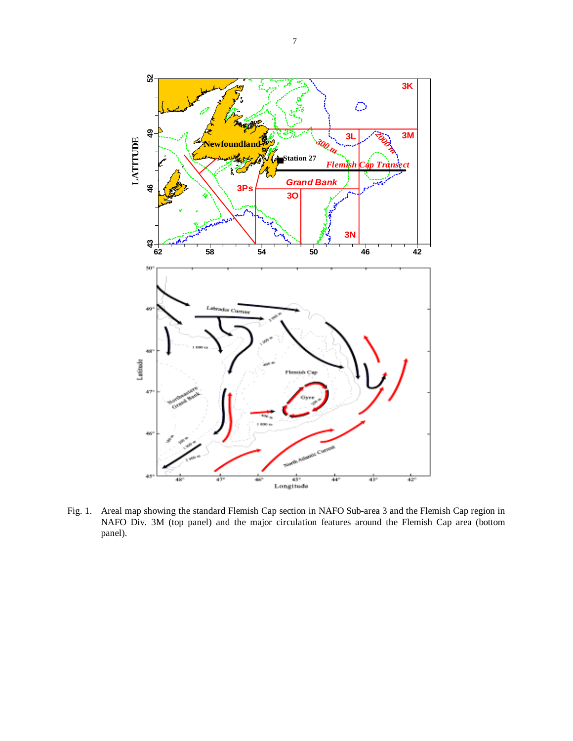Fig. 1. Areal map showing the standard Flemish Cap section in NAFO Sub-area 3 and the Flemish Cap region in NAFO Div. 3M (top panel) and the major circulation features around the Flemish Cap area (bottom panel).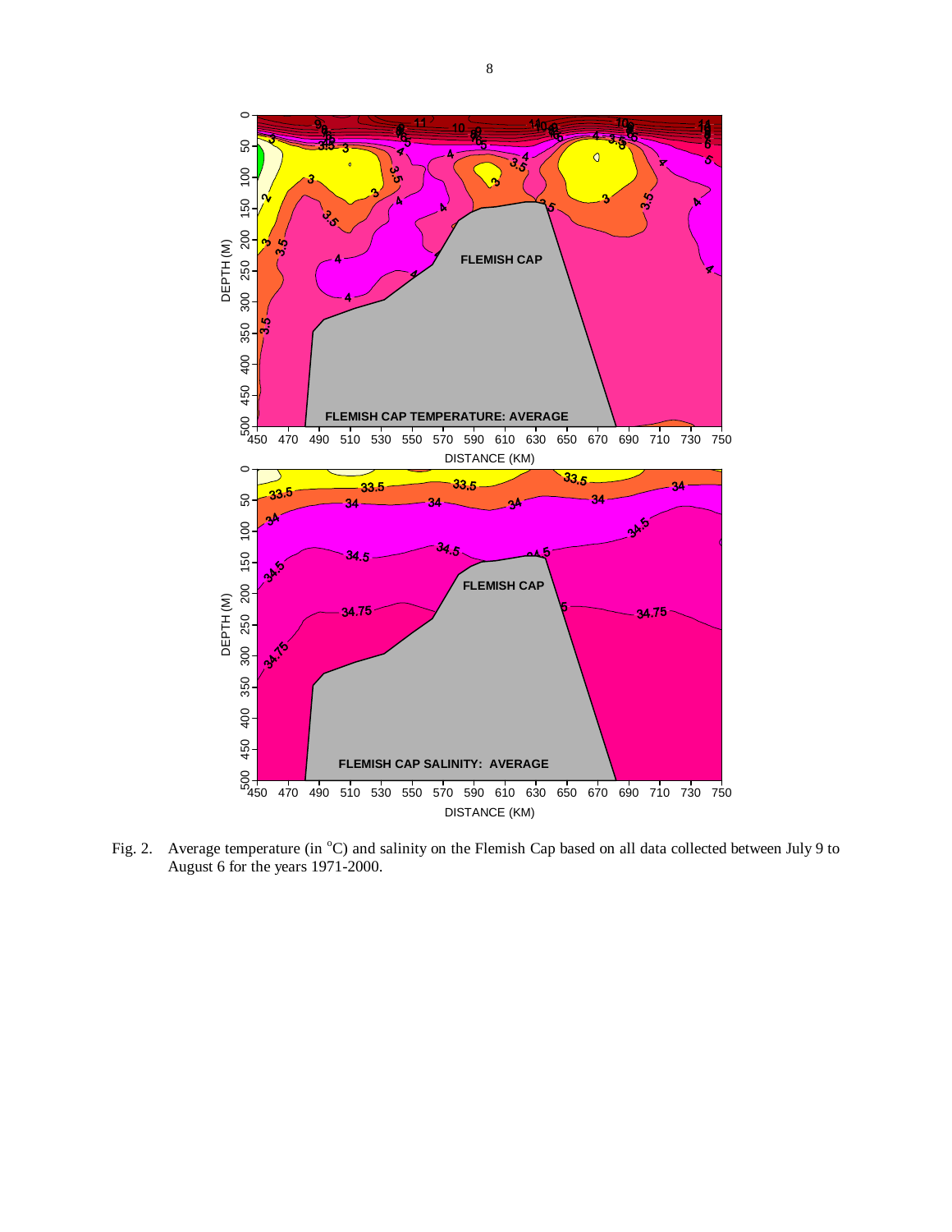Fig. 2. Average temperature (in °C) and salinity on the Flemish Cap based on all data collected between July 9 to August 6 for the years 1971-2000.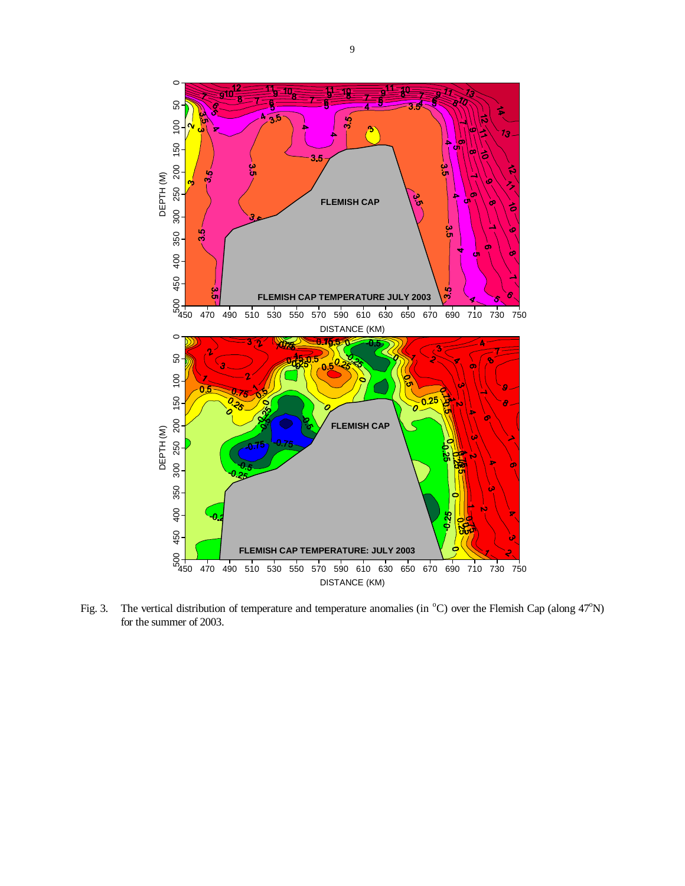Fig. 3. The vertical distribution of temperature and temperature anomalies (in $^{o}$C) over the Flemish Cap (along 47$^{o}$N) for the summer of 2003.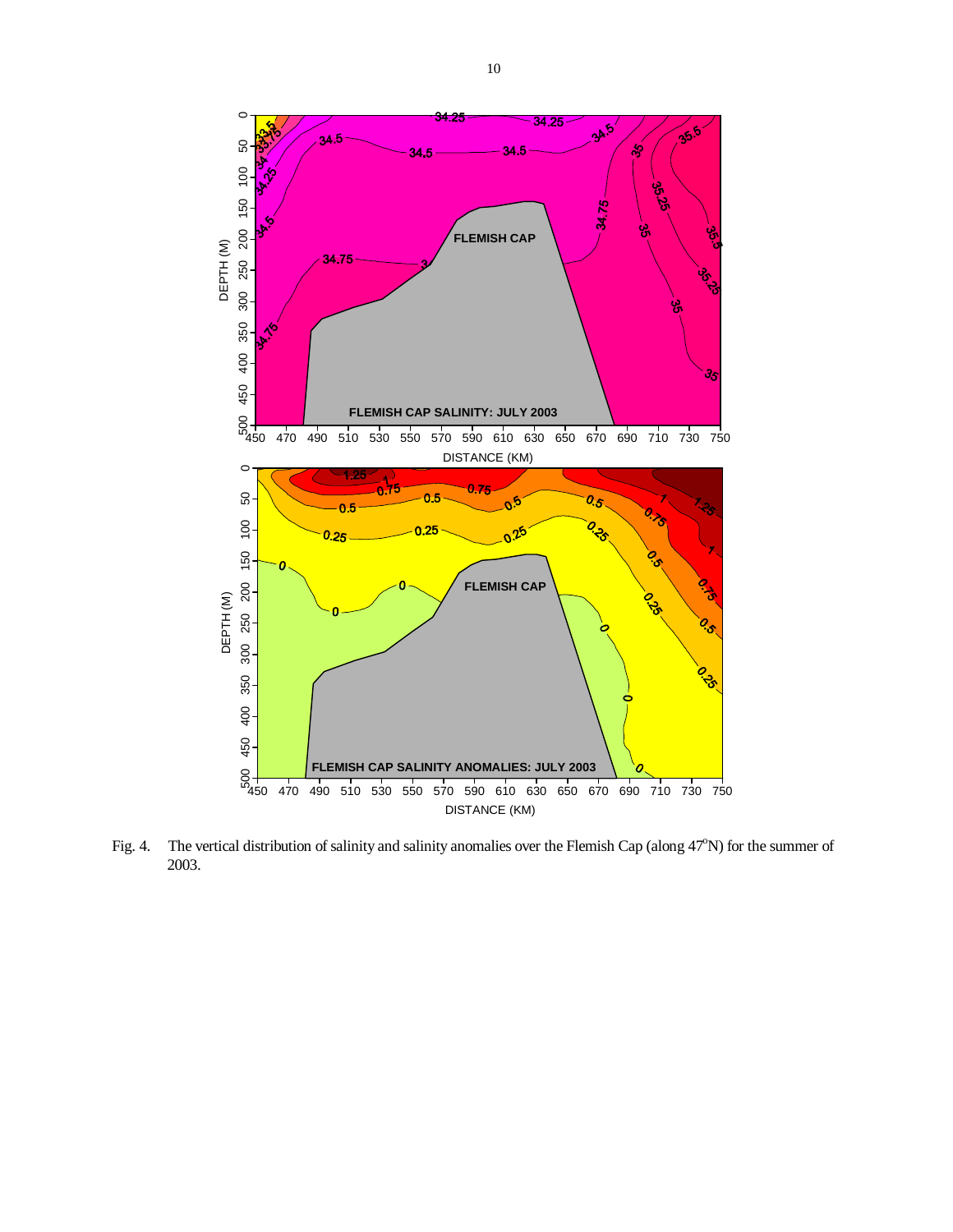Fig. 4. The vertical distribution of salinity and salinity anomalies over the Flemish Cap (along 47°N) for the summer of 2003.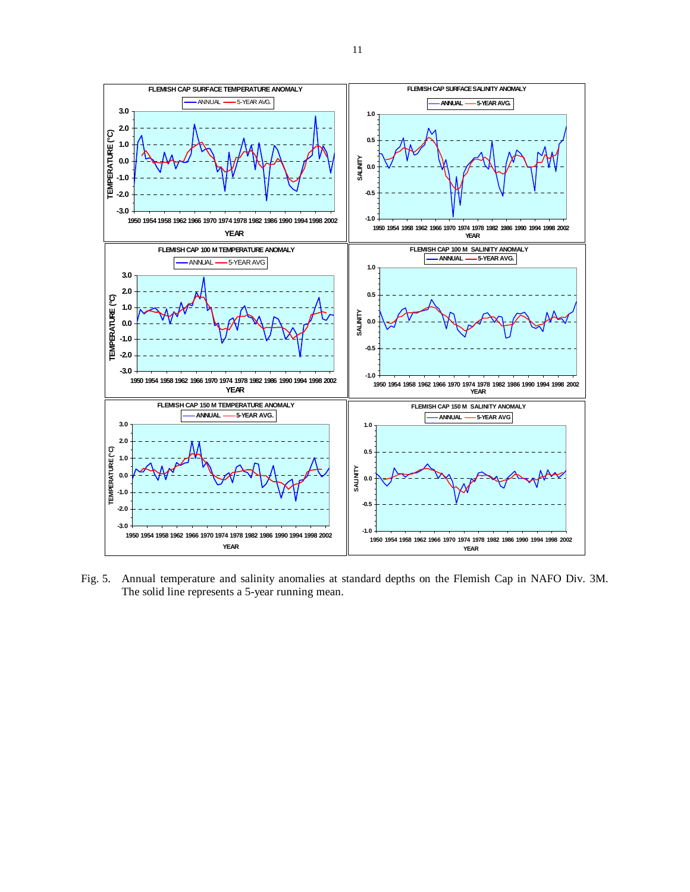Fig. 5. Annual temperature and salinity anomalies at standard depths on the Flemish Cap in NAFO Div. 3M. The solid line represents a 5-year running mean.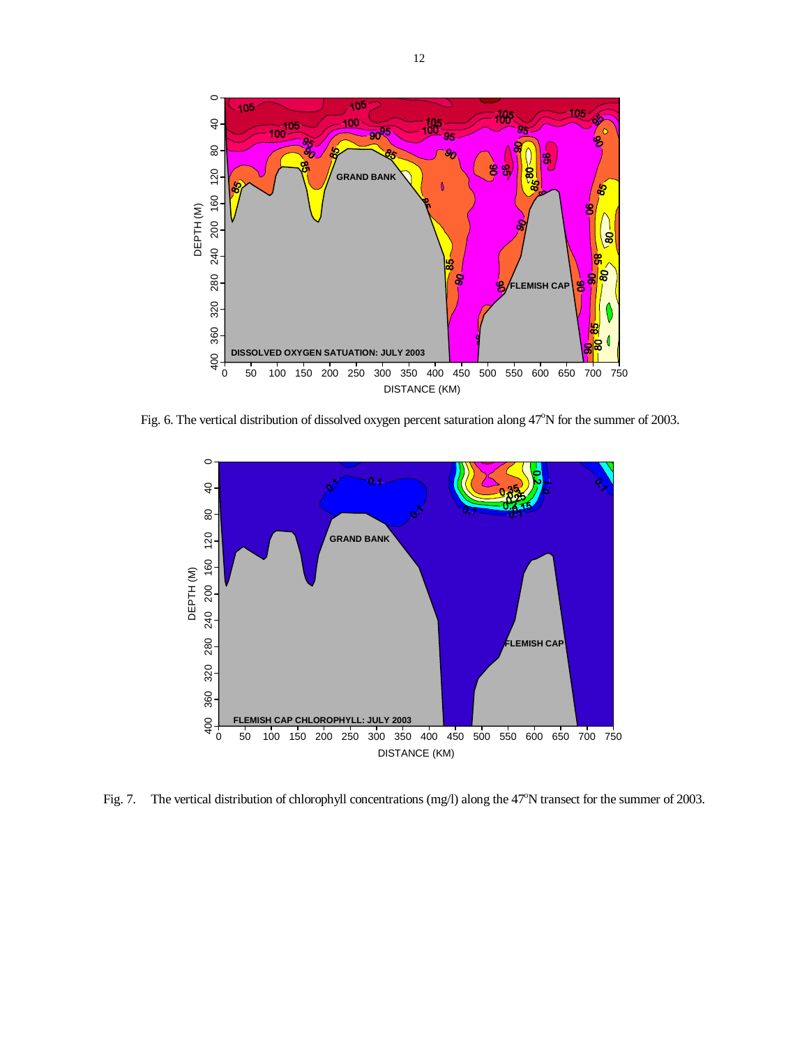Fig. 6. The vertical distribution of dissolved oxygen percent saturation along 47°N for the summer of 2003.

Fig. 7. The vertical distribution of chlorophyll concentrations (mg/l) along the 47°N transect for the summer of 2003.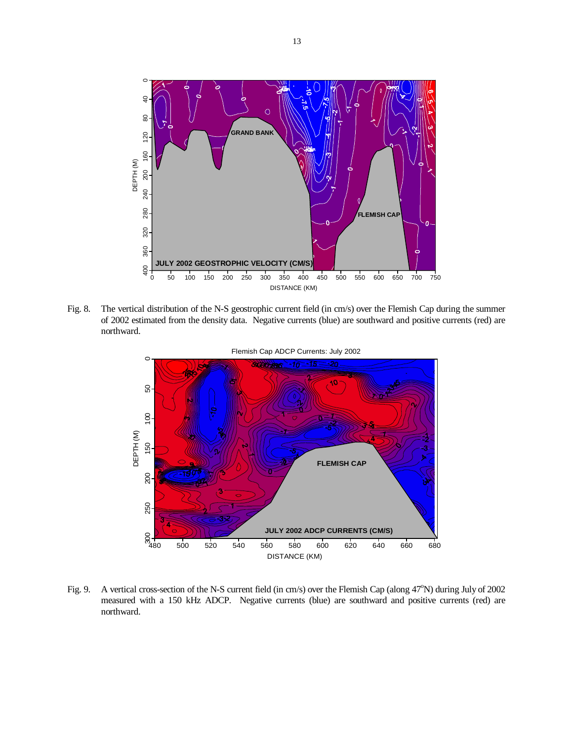Fig. 8. The vertical distribution of the N-S geostrophic current field (in cm/s) over the Flemish Cap during the summer of 2002 estimated from the density data. Negative currents (blue) are southward and positive currents (red) are northward.

Fig. 9. A vertical cross-section of the N-S current field (in cm/s) over the Flemish Cap (along 47°N) during July of 2002 measured with a 150 kHz ADCP. Negative currents (blue) are southward and positive currents (red) are northward.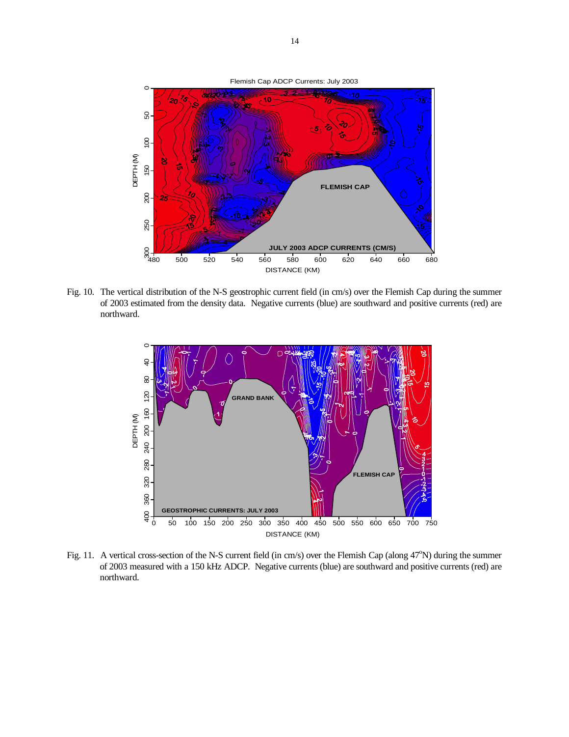Flemish Cap ADCP Currents: July 2003

DEPTH (M)

DISTANCE (KM)

FLEMISH CAP

JULY 2003 ADCP CURRENTS (CM/S)

Fig. 10. The vertical distribution of the N-S geostrophic current field (in cm/s) over the Flemish Cap during the summer of 2003 estimated from the density data. Negative currents (blue) are southward and positive currents (red) are northward.

DEPTH (M)

DISTANCE (KM)

GRAND BANK

FLEMISH CAP

GEOSTROPHIC CURRENTS: JULY 2003

Fig. 11. A vertical cross-section of the N-S current field (in cm/s) over the Flemish Cap (along 47°N) during the summer of 2003 measured with a 150 kHz ADCP. Negative currents (blue) are southward and positive currents (red) are northward.